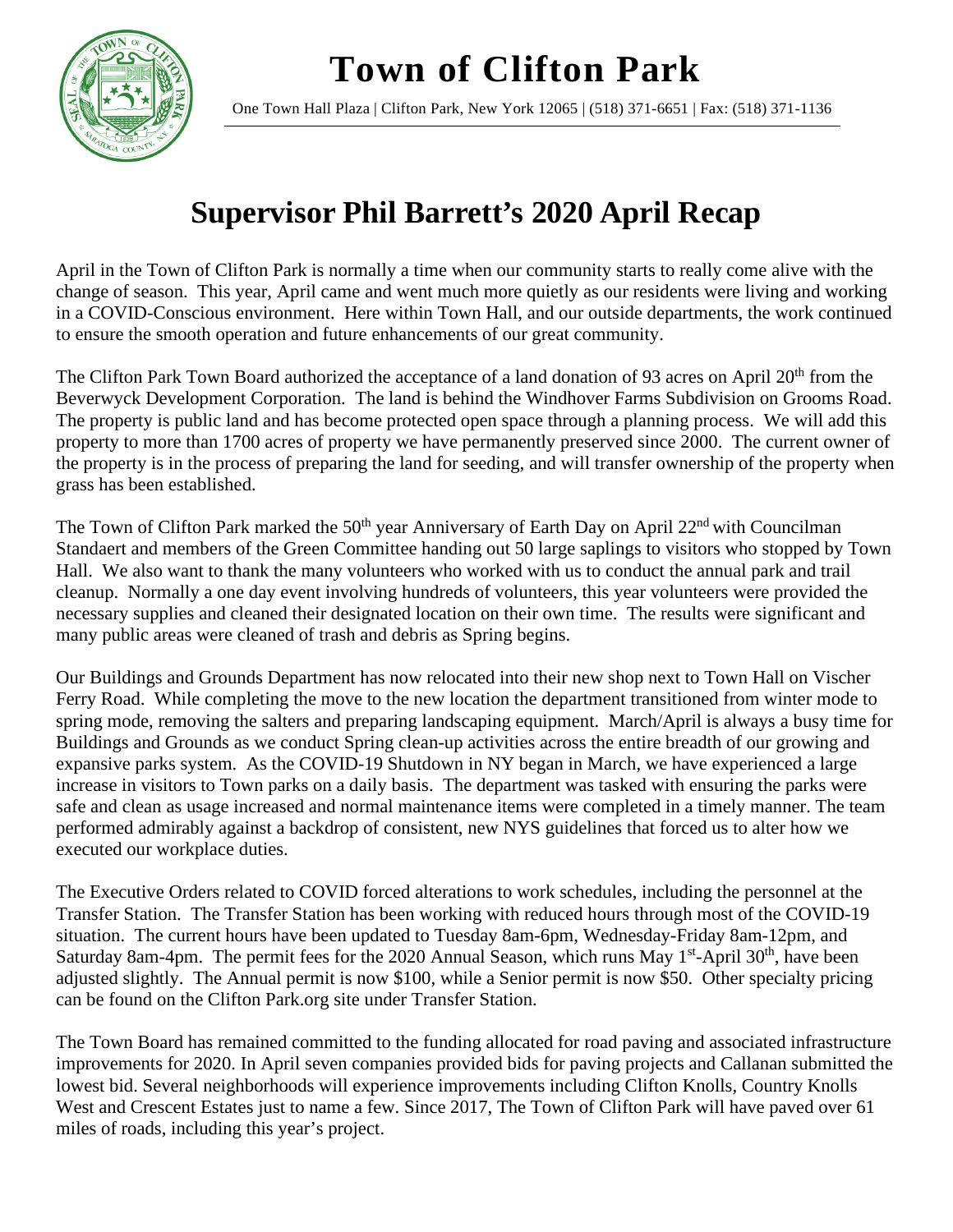# Town of Clifton Park

One Town Hall Plaza | Clifton Park, New York 12065 | (518) 371-6651 | Fax: (518) 371-1136

## Supervisor Phil Barrett's 2020 April Recap

April in the Town of Clifton Park is normally a time when our community starts to really come alive with the change of season. This year, April came and went much more quietly as our residents were living and working in a COVID-Conscious environment. Here within Town Hall, and our outside departments, the work continued to ensure the smooth operation and future enhancements of our great community.

The Clifton Park Town Board authorized the acceptance of a land donation of 93 acres on April 20th from the Beverwyck Development Corporation. The land is behind the Windhover Farms Subdivision on Grooms Road. The property is public land and has become protected open space through a planning process. We will add this property to more than 1700 acres of property we have permanently preserved since 2000. The current owner of the property is in the process of preparing the land for seeding, and will transfer ownership of the property when grass has been established.

The Town of Clifton Park marked the 50th year Anniversary of Earth Day on April 22nd with Councilman Standaert and members of the Green Committee handing out 50 large saplings to visitors who stopped by Town Hall. We also want to thank the many volunteers who worked with us to conduct the annual park and trail cleanup. Normally a one day event involving hundreds of volunteers, this year volunteers were provided the necessary supplies and cleaned their designated location on their own time. The results were significant and many public areas were cleaned of trash and debris as Spring begins.

Our Buildings and Grounds Department has now relocated into their new shop next to Town Hall on Vischer Ferry Road. While completing the move to the new location the department transitioned from winter mode to spring mode, removing the salters and preparing landscaping equipment. March/April is always a busy time for Buildings and Grounds as we conduct Spring clean-up activities across the entire breadth of our growing and expansive parks system. As the COVID-19 Shutdown in NY began in March, we have experienced a large increase in visitors to Town parks on a daily basis. The department was tasked with ensuring the parks were safe and clean as usage increased and normal maintenance items were completed in a timely manner. The team performed admirably against a backdrop of consistent, new NYS guidelines that forced us to alter how we executed our workplace duties.

The Executive Orders related to COVID forced alterations to work schedules, including the personnel at the Transfer Station. The Transfer Station has been working with reduced hours through most of the COVID-19 situation. The current hours have been updated to Tuesday 8am-6pm, Wednesday-Friday 8am-12pm, and Saturday 8am-4pm. The permit fees for the 2020 Annual Season, which runs May 1st-April 30th, have been adjusted slightly. The Annual permit is now $100, while a Senior permit is now $50. Other specialty pricing can be found on the Clifton Park.org site under Transfer Station.

The Town Board has remained committed to the funding allocated for road paving and associated infrastructure improvements for 2020. In April seven companies provided bids for paving projects and Callanan submitted the lowest bid. Several neighborhoods will experience improvements including Clifton Knolls, Country Knolls West and Crescent Estates just to name a few. Since 2017, The Town of Clifton Park will have paved over 61 miles of roads, including this year's project.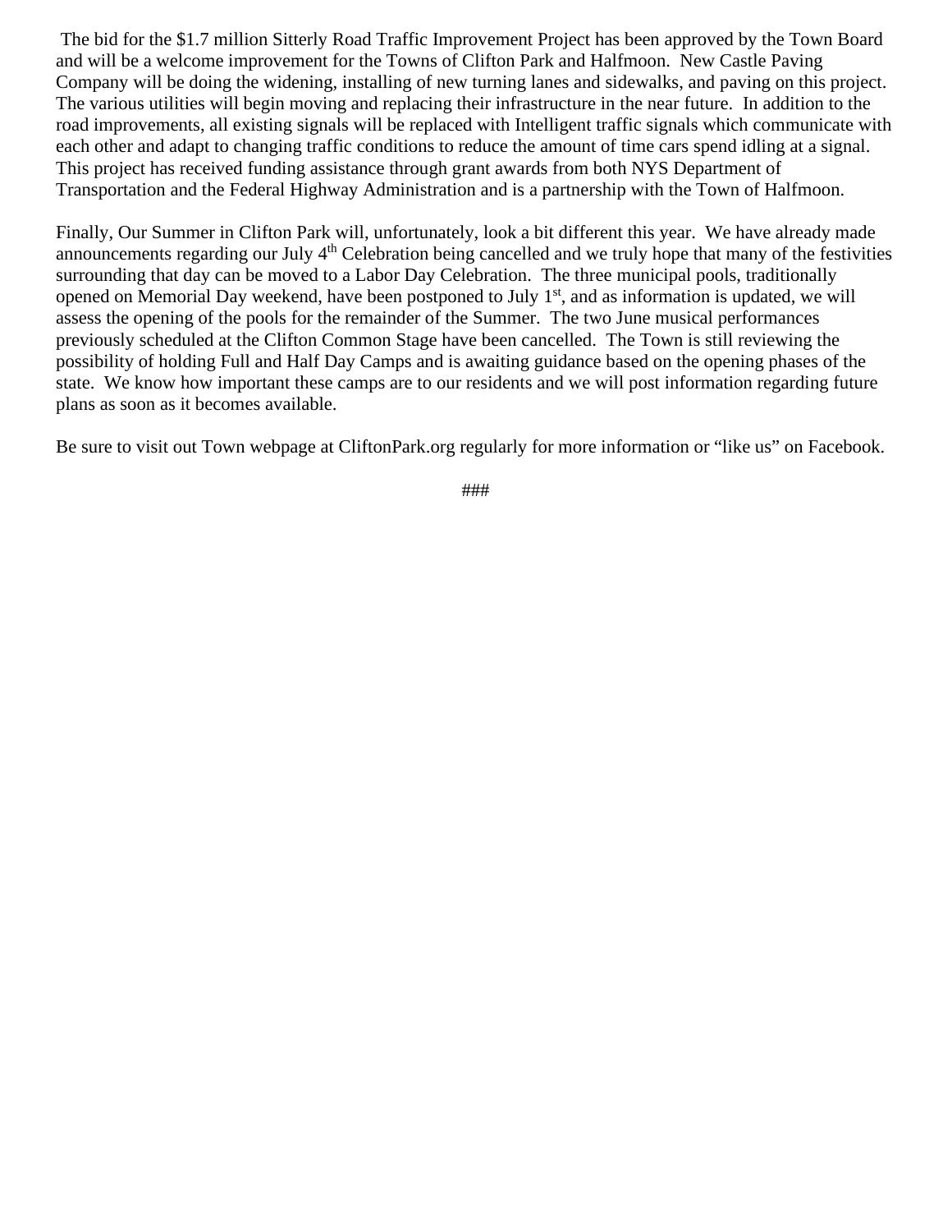The bid for the $1.7 million Sitterly Road Traffic Improvement Project has been approved by the Town Board and will be a welcome improvement for the Towns of Clifton Park and Halfmoon. New Castle Paving Company will be doing the widening, installing of new turning lanes and sidewalks, and paving on this project. The various utilities will begin moving and replacing their infrastructure in the near future. In addition to the road improvements, all existing signals will be replaced with Intelligent traffic signals which communicate with each other and adapt to changing traffic conditions to reduce the amount of time cars spend idling at a signal. This project has received funding assistance through grant awards from both NYS Department of Transportation and the Federal Highway Administration and is a partnership with the Town of Halfmoon.

Finally, Our Summer in Clifton Park will, unfortunately, look a bit different this year. We have already made announcements regarding our July 4th Celebration being cancelled and we truly hope that many of the festivities surrounding that day can be moved to a Labor Day Celebration. The three municipal pools, traditionally opened on Memorial Day weekend, have been postponed to July 1st, and as information is updated, we will assess the opening of the pools for the remainder of the Summer. The two June musical performances previously scheduled at the Clifton Common Stage have been cancelled. The Town is still reviewing the possibility of holding Full and Half Day Camps and is awaiting guidance based on the opening phases of the state. We know how important these camps are to our residents and we will post information regarding future plans as soon as it becomes available.

Be sure to visit out Town webpage at CliftonPark.org regularly for more information or "like us" on Facebook.

###